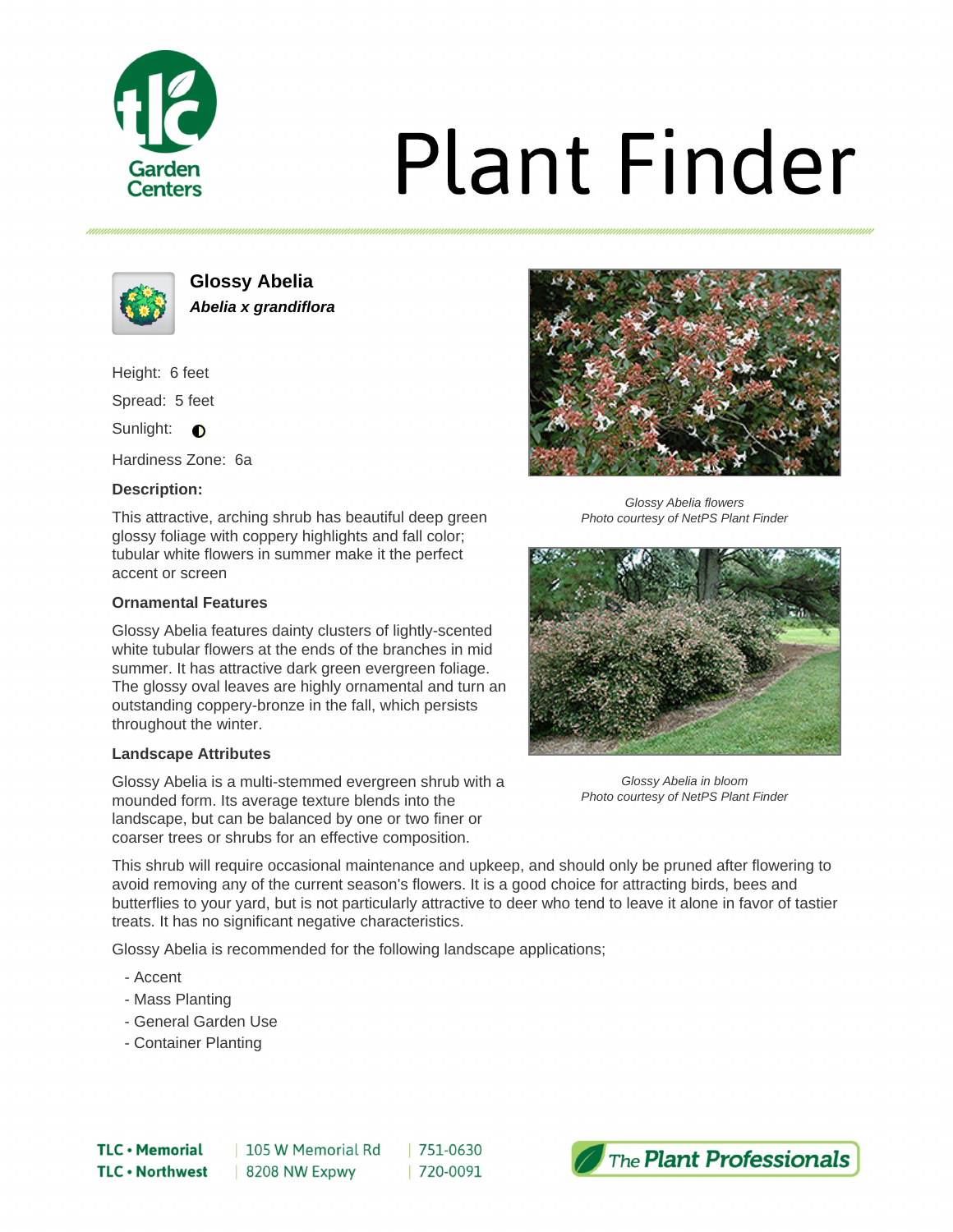# Plant Finder

## Glossy Abelia

***Abelia x grandiflora***

Height: 6 feet

Spread: 5 feet

Sunlight: ◐

Hardiness Zone: 6a

**Description:**

This attractive, arching shrub has beautiful deep green glossy foliage with coppery highlights and fall color; tubular white flowers in summer make it the perfect accent or screen

### Ornamental Features

Glossy Abelia features dainty clusters of lightly-scented white tubular flowers at the ends of the branches in mid summer. It has attractive dark green evergreen foliage. The glossy oval leaves are highly ornamental and turn an outstanding coppery-bronze in the fall, which persists throughout the winter.

### Landscape Attributes

Glossy Abelia is a multi-stemmed evergreen shrub with a mounded form. Its average texture blends into the landscape, but can be balanced by one or two finer or coarser trees or shrubs for an effective composition.

This shrub will require occasional maintenance and upkeep, and should only be pruned after flowering to avoid removing any of the current season's flowers. It is a good choice for attracting birds, bees and butterflies to your yard, but is not particularly attractive to deer who tend to leave it alone in favor of tastier treats. It has no significant negative characteristics.

Glossy Abelia is recommended for the following landscape applications;

- Accent
- Mass Planting
- General Garden Use
- Container Planting

*Glossy Abelia flowers*
*Photo courtesy of NetPS Plant Finder*

*Glossy Abelia in bloom*
*Photo courtesy of NetPS Plant Finder*

| | | |
|---|---|---|
| **TLC • Memorial** | 105 W Memorial Rd | 751-0630 |
| **TLC • Northwest** | 8208 NW Expwy | 720-0091 |

The Plant Professionals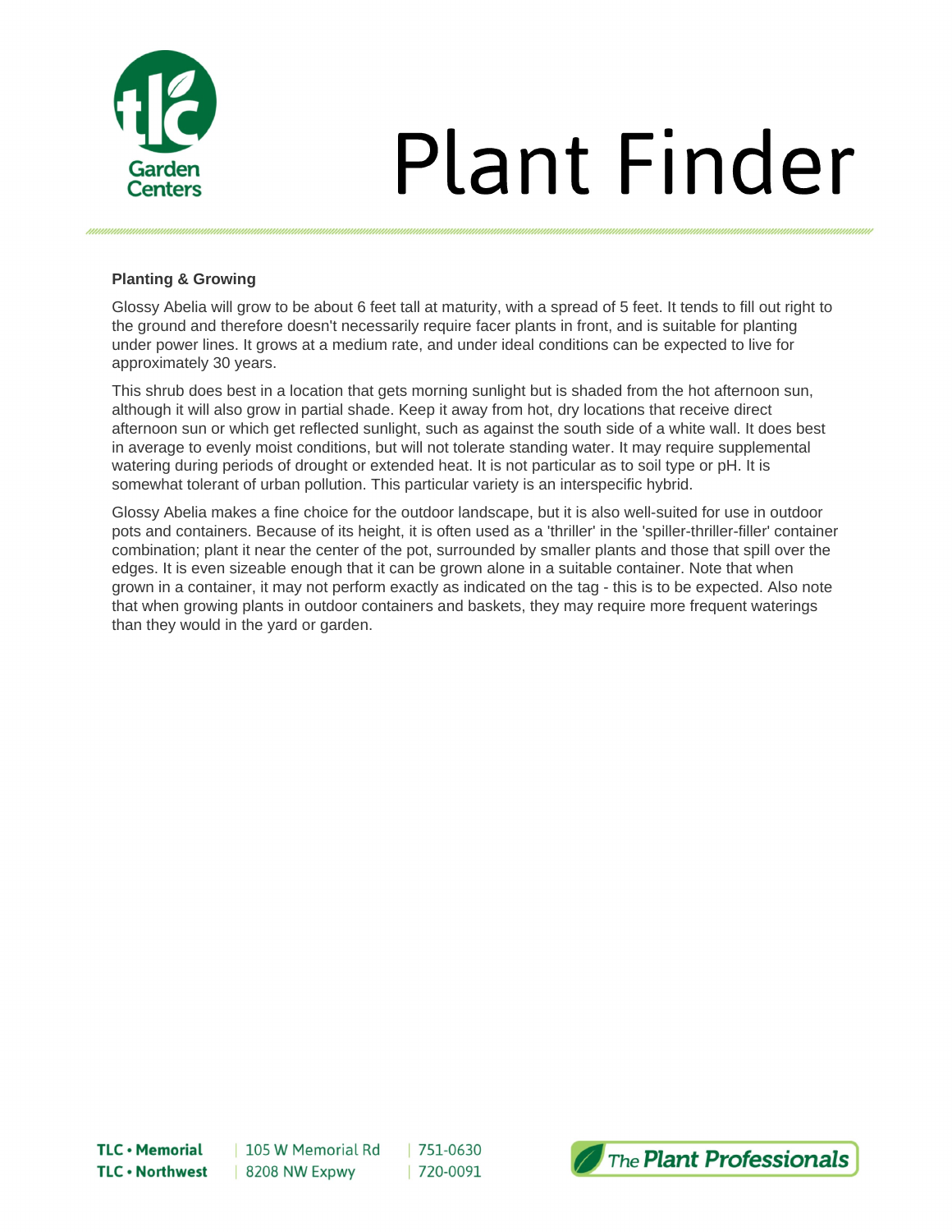# Plant Finder

**Planting & Growing**

Glossy Abelia will grow to be about 6 feet tall at maturity, with a spread of 5 feet. It tends to fill out right to the ground and therefore doesn't necessarily require facer plants in front, and is suitable for planting under power lines. It grows at a medium rate, and under ideal conditions can be expected to live for approximately 30 years.

This shrub does best in a location that gets morning sunlight but is shaded from the hot afternoon sun, although it will also grow in partial shade. Keep it away from hot, dry locations that receive direct afternoon sun or which get reflected sunlight, such as against the south side of a white wall. It does best in average to evenly moist conditions, but will not tolerate standing water. It may require supplemental watering during periods of drought or extended heat. It is not particular as to soil type or pH. It is somewhat tolerant of urban pollution. This particular variety is an interspecific hybrid.

Glossy Abelia makes a fine choice for the outdoor landscape, but it is also well-suited for use in outdoor pots and containers. Because of its height, it is often used as a 'thriller' in the 'spiller-thriller-filler' container combination; plant it near the center of the pot, surrounded by smaller plants and those that spill over the edges. It is even sizeable enough that it can be grown alone in a suitable container. Note that when grown in a container, it may not perform exactly as indicated on the tag - this is to be expected. Also note that when growing plants in outdoor containers and baskets, they may require more frequent waterings than they would in the yard or garden.